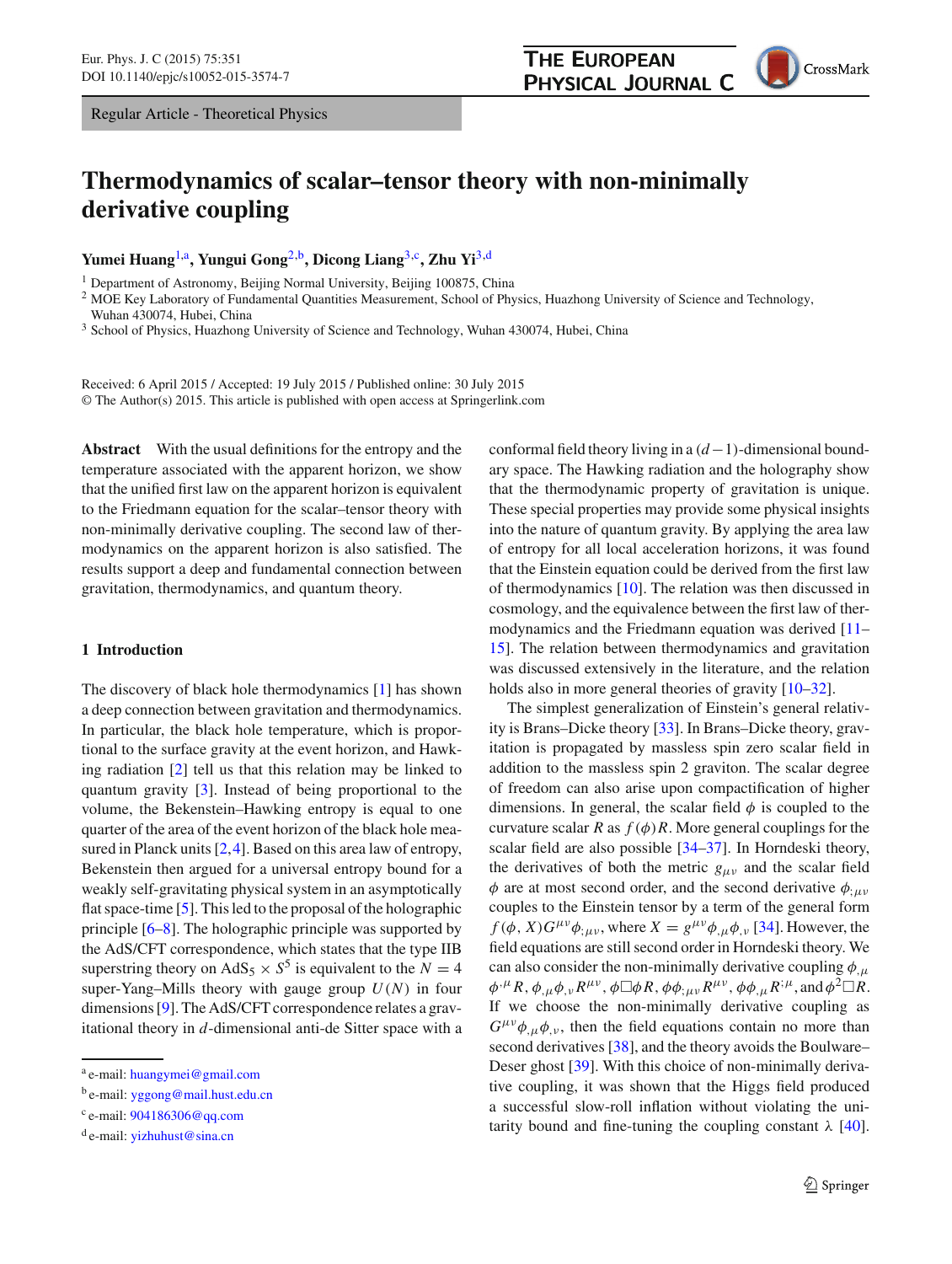Regular Article - Theoretical Physics

# Thermodynamics of scalar–tensor theory with non-minimally derivative coupling

**Yumei Huang**[1,a], **Yungui Gong**[2,b], **Dicong Liang**[3,c], **Zhu Yi**[3,d]

[1] Department of Astronomy, Beijing Normal University, Beijing 100875, China
[2] MOE Key Laboratory of Fundamental Quantities Measurement, School of Physics, Huazhong University of Science and Technology, Wuhan 430074, Hubei, China
[3] School of Physics, Huazhong University of Science and Technology, Wuhan 430074, Hubei, China

Received: 6 April 2015 / Accepted: 19 July 2015 / Published online: 30 July 2015
© The Author(s) 2015. This article is published with open access at Springerlink.com

**Abstract** With the usual definitions for the entropy and the temperature associated with the apparent horizon, we show that the unified first law on the apparent horizon is equivalent to the Friedmann equation for the scalar–tensor theory with non-minimally derivative coupling. The second law of thermodynamics on the apparent horizon is also satisfied. The results support a deep and fundamental connection between gravitation, thermodynamics, and quantum theory.

## 1 Introduction

The discovery of black hole thermodynamics [1] has shown a deep connection between gravitation and thermodynamics. In particular, the black hole temperature, which is proportional to the surface gravity at the event horizon, and Hawking radiation [2] tell us that this relation may be linked to quantum gravity [3]. Instead of being proportional to the volume, the Bekenstein–Hawking entropy is equal to one quarter of the area of the event horizon of the black hole measured in Planck units [2,4]. Based on this area law of entropy, Bekenstein then argued for a universal entropy bound for a weakly self-gravitating physical system in an asymptotically flat space-time [5]. This led to the proposal of the holographic principle [6–8]. The holographic principle was supported by the AdS/CFT correspondence, which states that the type IIB superstring theory on $\mathrm{AdS}_5 \times S^5$ is equivalent to the $N = 4$ super-Yang–Mills theory with gauge group $U(N)$ in four dimensions [9]. The AdS/CFT correspondence relates a gravitational theory in $d$-dimensional anti-de Sitter space with a conformal field theory living in a $(d-1)$-dimensional boundary space. The Hawking radiation and the holography show that the thermodynamic property of gravitation is unique. These special properties may provide some physical insights into the nature of quantum gravity. By applying the area law of entropy for all local acceleration horizons, it was found that the Einstein equation could be derived from the first law of thermodynamics [10]. The relation was then discussed in cosmology, and the equivalence between the first law of thermodynamics and the Friedmann equation was derived [11–15]. The relation between thermodynamics and gravitation was discussed extensively in the literature, and the relation holds also in more general theories of gravity [10–32].

The simplest generalization of Einstein's general relativity is Brans–Dicke theory [33]. In Brans–Dicke theory, gravitation is propagated by massless spin zero scalar field in addition to the massless spin 2 graviton. The scalar degree of freedom can also arise upon compactification of higher dimensions. In general, the scalar field $\phi$ is coupled to the curvature scalar $R$ as $f(\phi)R$. More general couplings for the scalar field are also possible [34–37]. In Horndeski theory, the derivatives of both the metric $g_{\mu\nu}$ and the scalar field $\phi$ are at most second order, and the second derivative $\phi_{;\mu\nu}$ couples to the Einstein tensor by a term of the general form $f(\phi, X)G^{\mu\nu}\phi_{;\mu\nu}$, where $X = g^{\mu\nu}\phi_{,\mu}\phi_{,\nu}$ [34]. However, the field equations are still second order in Horndeski theory. We can also consider the non-minimally derivative coupling $\phi_{,\mu}\phi^{,\mu}R$, $\phi_{,\mu}\phi_{,\nu}R^{\mu\nu}$, $\phi\Box\phi R$, $\phi\phi_{;\mu\nu}R^{\mu\nu}$, $\phi\phi_{,\mu}R^{;\mu}$, and $\phi^2\Box R$. If we choose the non-minimally derivative coupling as $G^{\mu\nu}\phi_{,\mu}\phi_{,\nu}$, then the field equations contain no more than second derivatives [38], and the theory avoids the Boulware–Deser ghost [39]. With this choice of non-minimally derivative coupling, it was shown that the Higgs field produced a successful slow-roll inflation without violating the unitarity bound and fine-tuning the coupling constant $\lambda$ [40].

---

[a] e-mail: huangymei@gmail.com
[b] e-mail: yggong@mail.hust.edu.cn
[c] e-mail: 904186306@qq.com
[d] e-mail: yizhuhust@sina.cn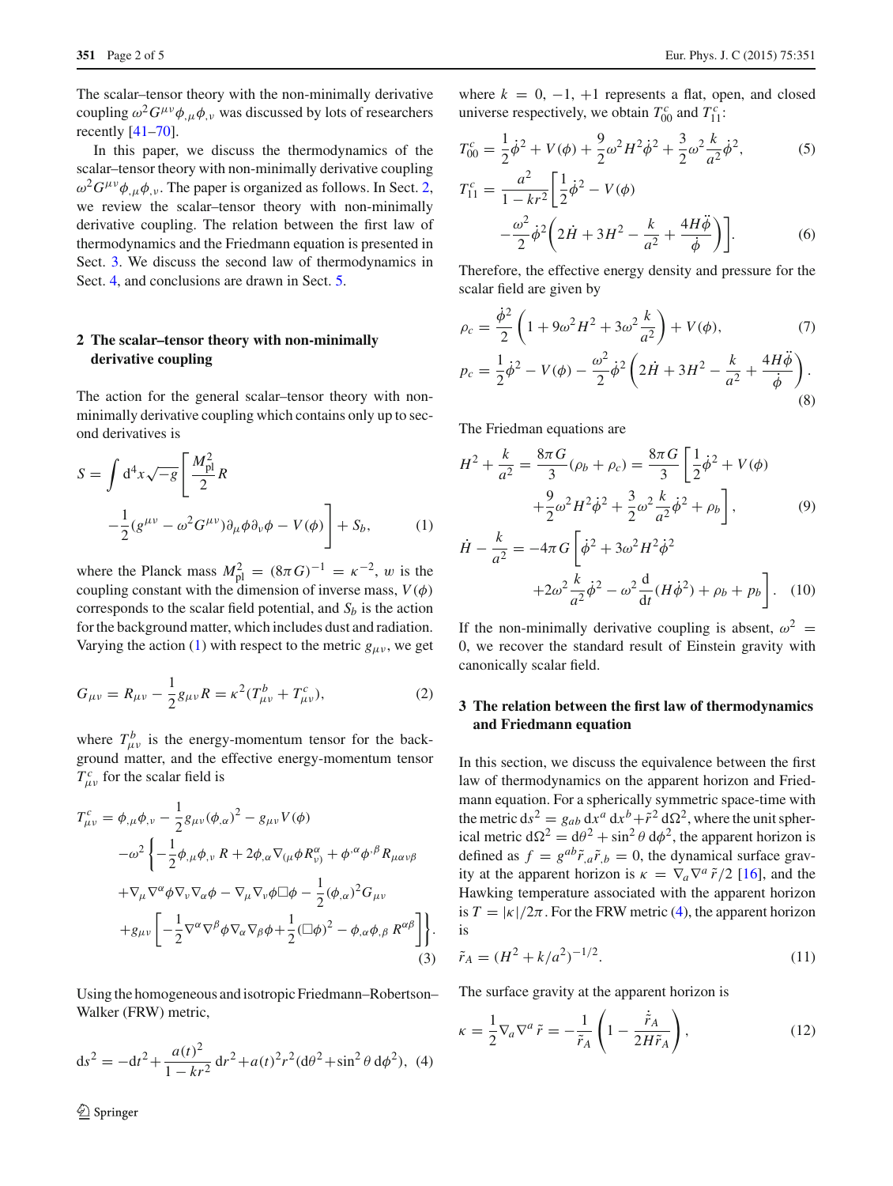The scalar–tensor theory with the non-minimally derivative coupling $\omega^2 G^{\mu\nu}\phi_{,\mu}\phi_{,\nu}$ was discussed by lots of researchers recently [41–70].

In this paper, we discuss the thermodynamics of the scalar–tensor theory with non-minimally derivative coupling $\omega^2 G^{\mu\nu}\phi_{,\mu}\phi_{,\nu}$. The paper is organized as follows. In Sect. 2, we review the scalar–tensor theory with non-minimally derivative coupling. The relation between the first law of thermodynamics and the Friedmann equation is presented in Sect. 3. We discuss the second law of thermodynamics in Sect. 4, and conclusions are drawn in Sect. 5.

## 2 The scalar–tensor theory with non-minimally derivative coupling

The action for the general scalar–tensor theory with non-minimally derivative coupling which contains only up to second derivatives is

$$S = \int \mathrm{d}^4x\sqrt{-g}\left[\frac{M_{\mathrm{pl}}^2}{2}R - \frac{1}{2}(g^{\mu\nu} - \omega^2 G^{\mu\nu})\partial_\mu\phi\partial_\nu\phi - V(\phi)\right] + S_b, \tag{1}$$

where the Planck mass $M_{\mathrm{pl}}^2 = (8\pi G)^{-1} = \kappa^{-2}$, $w$ is the coupling constant with the dimension of inverse mass, $V(\phi)$ corresponds to the scalar field potential, and $S_b$ is the action for the background matter, which includes dust and radiation. Varying the action (1) with respect to the metric $g_{\mu\nu}$, we get

$$G_{\mu\nu} = R_{\mu\nu} - \frac{1}{2}g_{\mu\nu}R = \kappa^2(T^b_{\mu\nu} + T^c_{\mu\nu}), \tag{2}$$

where $T^b_{\mu\nu}$ is the energy-momentum tensor for the background matter, and the effective energy-momentum tensor $T^c_{\mu\nu}$ for the scalar field is

$$\begin{aligned}T^c_{\mu\nu} &= \phi_{,\mu}\phi_{,\nu} - \frac{1}{2}g_{\mu\nu}(\phi_{,\alpha})^2 - g_{\mu\nu}V(\phi)\\ &\quad -\omega^2\left\{-\frac{1}{2}\phi_{,\mu}\phi_{,\nu}R + 2\phi_{,\alpha}\nabla_{(\mu}\phi R^\alpha_{\nu)} + \phi^{,\alpha}\phi^{,\beta}R_{\mu\alpha\nu\beta}\right.\\ &\quad +\nabla_\mu\nabla^\alpha\phi\nabla_\nu\nabla_\alpha\phi - \nabla_\mu\nabla_\nu\phi\Box\phi - \frac{1}{2}(\phi_{,\alpha})^2 G_{\mu\nu}\\ &\quad \left.+g_{\mu\nu}\left[-\frac{1}{2}\nabla^\alpha\nabla^\beta\phi\nabla_\alpha\nabla_\beta\phi + \frac{1}{2}(\Box\phi)^2 - \phi_{,\alpha}\phi_{,\beta}R^{\alpha\beta}\right]\right\}.\end{aligned} \tag{3}$$

Using the homogeneous and isotropic Friedmann–Robertson–Walker (FRW) metric,

$$\mathrm{d}s^2 = -\mathrm{d}t^2 + \frac{a(t)^2}{1-kr^2}\mathrm{d}r^2 + a(t)^2r^2(\mathrm{d}\theta^2 + \sin^2\theta\,\mathrm{d}\phi^2), \tag{4}$$

where $k = 0, -1, +1$ represents a flat, open, and closed universe respectively, we obtain $T^c_{00}$ and $T^c_{11}$:

$$T^c_{00} = \frac{1}{2}\dot\phi^2 + V(\phi) + \frac{9}{2}\omega^2H^2\dot\phi^2 + \frac{3}{2}\omega^2\frac{k}{a^2}\dot\phi^2, \tag{5}$$

$$T^c_{11} = \frac{a^2}{1-kr^2}\left[\frac{1}{2}\dot\phi^2 - V(\phi) - \frac{\omega^2}{2}\dot\phi^2\left(2\dot H + 3H^2 - \frac{k}{a^2} + \frac{4H\ddot\phi}{\dot\phi}\right)\right]. \tag{6}$$

Therefore, the effective energy density and pressure for the scalar field are given by

$$\rho_c = \frac{\dot\phi^2}{2}\left(1 + 9\omega^2H^2 + 3\omega^2\frac{k}{a^2}\right) + V(\phi), \tag{7}$$

$$p_c = \frac{1}{2}\dot\phi^2 - V(\phi) - \frac{\omega^2}{2}\dot\phi^2\left(2\dot H + 3H^2 - \frac{k}{a^2} + \frac{4H\ddot\phi}{\dot\phi}\right). \tag{8}$$

The Friedman equations are

$$H^2 + \frac{k}{a^2} = \frac{8\pi G}{3}(\rho_b + \rho_c) = \frac{8\pi G}{3}\left[\frac{1}{2}\dot\phi^2 + V(\phi) + \frac{9}{2}\omega^2H^2\dot\phi^2 + \frac{3}{2}\omega^2\frac{k}{a^2}\dot\phi^2 + \rho_b\right], \tag{9}$$

$$\dot H - \frac{k}{a^2} = -4\pi G\left[\dot\phi^2 + 3\omega^2H^2\dot\phi^2 + 2\omega^2\frac{k}{a^2}\dot\phi^2 - \omega^2\frac{\mathrm{d}}{\mathrm{d}t}(H\dot\phi^2) + \rho_b + p_b\right]. \tag{10}$$

If the non-minimally derivative coupling is absent, $\omega^2 = 0$, we recover the standard result of Einstein gravity with canonically scalar field.

## 3 The relation between the first law of thermodynamics and Friedmann equation

In this section, we discuss the equivalence between the first law of thermodynamics on the apparent horizon and Friedmann equation. For a spherically symmetric space-time with the metric $\mathrm{d}s^2 = g_{ab}\,\mathrm{d}x^a\,\mathrm{d}x^b + \tilde r^2\,\mathrm{d}\Omega^2$, where the unit spherical metric $\mathrm{d}\Omega^2 = \mathrm{d}\theta^2 + \sin^2\theta\,\mathrm{d}\phi^2$, the apparent horizon is defined as $f = g^{ab}\tilde r_{,a}\tilde r_{,b} = 0$, the dynamical surface gravity at the apparent horizon is $\kappa = \nabla_a\nabla^a\tilde r/2$ [16], and the Hawking temperature associated with the apparent horizon is $T = |\kappa|/2\pi$. For the FRW metric (4), the apparent horizon is

$$\tilde r_A = (H^2 + k/a^2)^{-1/2}. \tag{11}$$

The surface gravity at the apparent horizon is

$$\kappa = \frac{1}{2}\nabla_a\nabla^a\tilde r = -\frac{1}{\tilde r_A}\left(1 - \frac{\dot{\tilde r}_A}{2H\tilde r_A}\right), \tag{12}$$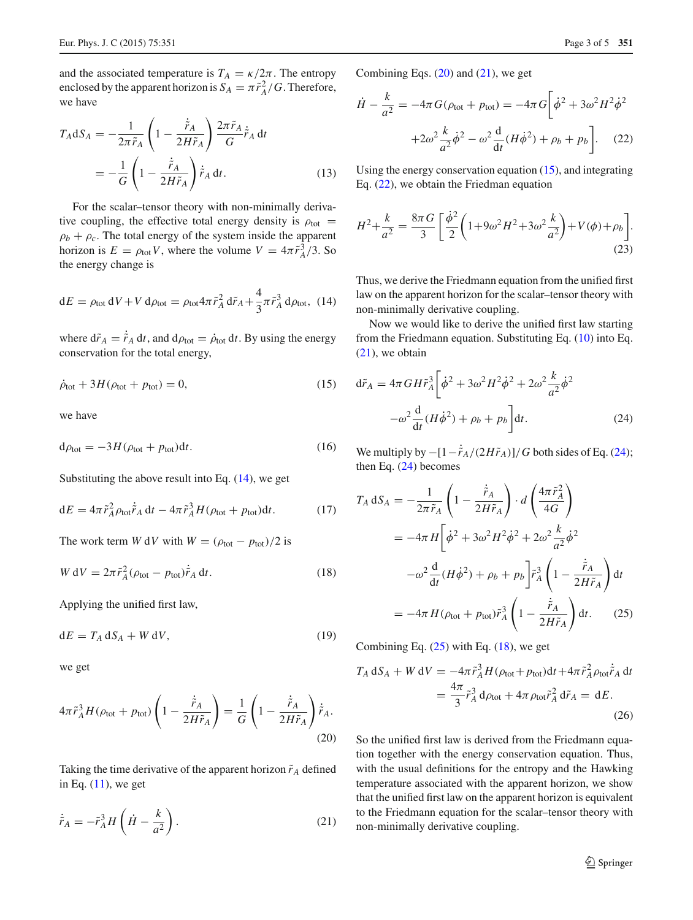and the associated temperature is $T_A = \kappa/2\pi$. The entropy enclosed by the apparent horizon is $S_A = \pi \tilde{r}_A^2/G$. Therefore, we have

$$T_A \mathrm{d}S_A = -\frac{1}{2\pi\tilde{r}_A}\left(1 - \frac{\dot{\tilde{r}}_A}{2H\tilde{r}_A}\right)\frac{2\pi\tilde{r}_A}{G}\dot{\tilde{r}}_A\,\mathrm{d}t$$
$$= -\frac{1}{G}\left(1 - \frac{\dot{\tilde{r}}_A}{2H\tilde{r}_A}\right)\dot{\tilde{r}}_A\,\mathrm{d}t. \tag{13}$$

For the scalar–tensor theory with non-minimally derivative coupling, the effective total energy density is $\rho_{\mathrm{tot}} = \rho_b + \rho_c$. The total energy of the system inside the apparent horizon is $E = \rho_{\mathrm{tot}} V$, where the volume $V = 4\pi\tilde{r}_A^3/3$. So the energy change is

$$\mathrm{d}E = \rho_{\mathrm{tot}}\,\mathrm{d}V + V\,\mathrm{d}\rho_{\mathrm{tot}} = \rho_{\mathrm{tot}} 4\pi\tilde{r}_A^2\,\mathrm{d}\tilde{r}_A + \frac{4}{3}\pi\tilde{r}_A^3\,\mathrm{d}\rho_{\mathrm{tot}}, \tag{14}$$

where $\mathrm{d}\tilde{r}_A = \dot{\tilde{r}}_A\,\mathrm{d}t$, and $\mathrm{d}\rho_{\mathrm{tot}} = \dot{\rho}_{\mathrm{tot}}\,\mathrm{d}t$. By using the energy conservation for the total energy,

$$\dot{\rho}_{\mathrm{tot}} + 3H(\rho_{\mathrm{tot}} + p_{\mathrm{tot}}) = 0, \tag{15}$$

we have

$$\mathrm{d}\rho_{\mathrm{tot}} = -3H(\rho_{\mathrm{tot}} + p_{\mathrm{tot}})\mathrm{d}t. \tag{16}$$

Substituting the above result into Eq. (14), we get

$$\mathrm{d}E = 4\pi\tilde{r}_A^2\rho_{\mathrm{tot}}\dot{\tilde{r}}_A\,\mathrm{d}t - 4\pi\tilde{r}_A^3 H(\rho_{\mathrm{tot}} + p_{\mathrm{tot}})\mathrm{d}t. \tag{17}$$

The work term $W\,\mathrm{d}V$ with $W = (\rho_{\mathrm{tot}} - p_{\mathrm{tot}})/2$ is

$$W\,\mathrm{d}V = 2\pi\tilde{r}_A^2(\rho_{\mathrm{tot}} - p_{\mathrm{tot}})\dot{\tilde{r}}_A\,\mathrm{d}t. \tag{18}$$

Applying the unified first law,

$$\mathrm{d}E = T_A\,\mathrm{d}S_A + W\,\mathrm{d}V, \tag{19}$$

we get

$$4\pi\tilde{r}_A^3 H(\rho_{\mathrm{tot}} + p_{\mathrm{tot}})\left(1 - \frac{\dot{\tilde{r}}_A}{2H\tilde{r}_A}\right) = \frac{1}{G}\left(1 - \frac{\dot{\tilde{r}}_A}{2H\tilde{r}_A}\right)\dot{\tilde{r}}_A. \tag{20}$$

Taking the time derivative of the apparent horizon $\tilde{r}_A$ defined in Eq. (11), we get

$$\dot{\tilde{r}}_A = -\tilde{r}_A^3 H\left(\dot{H} - \frac{k}{a^2}\right). \tag{21}$$

Combining Eqs. (20) and (21), we get

$$\dot{H} - \frac{k}{a^2} = -4\pi G(\rho_{\mathrm{tot}} + p_{\mathrm{tot}}) = -4\pi G\bigg[\dot{\phi}^2 + 3\omega^2 H^2\dot{\phi}^2$$
$$+ 2\omega^2\frac{k}{a^2}\dot{\phi}^2 - \omega^2\frac{\mathrm{d}}{\mathrm{d}t}(H\dot{\phi}^2) + \rho_b + p_b\bigg]. \tag{22}$$

Using the energy conservation equation (15), and integrating Eq. (22), we obtain the Friedman equation

$$H^2 + \frac{k}{a^2} = \frac{8\pi G}{3}\left[\frac{\dot{\phi}^2}{2}\left(1 + 9\omega^2 H^2 + 3\omega^2\frac{k}{a^2}\right) + V(\phi) + \rho_b\right]. \tag{23}$$

Thus, we derive the Friedmann equation from the unified first law on the apparent horizon for the scalar–tensor theory with non-minimally derivative coupling.

Now we would like to derive the unified first law starting from the Friedmann equation. Substituting Eq. (10) into Eq. (21), we obtain

$$\mathrm{d}\tilde{r}_A = 4\pi G H\tilde{r}_A^3\bigg[\dot{\phi}^2 + 3\omega^2 H^2\dot{\phi}^2 + 2\omega^2\frac{k}{a^2}\dot{\phi}^2$$
$$-\omega^2\frac{\mathrm{d}}{\mathrm{d}t}(H\dot{\phi}^2) + \rho_b + p_b\bigg]\mathrm{d}t. \tag{24}$$

We multiply by $-[1 - \dot{\tilde{r}}_A/(2H\tilde{r}_A)]/G$ both sides of Eq. (24); then Eq. (24) becomes

$$T_A\,\mathrm{d}S_A = -\frac{1}{2\pi\tilde{r}_A}\left(1 - \frac{\dot{\tilde{r}}_A}{2H\tilde{r}_A}\right)\cdot d\left(\frac{4\pi\tilde{r}_A^2}{4G}\right)$$
$$= -4\pi H\bigg[\dot{\phi}^2 + 3\omega^2 H^2\dot{\phi}^2 + 2\omega^2\frac{k}{a^2}\dot{\phi}^2$$
$$-\omega^2\frac{\mathrm{d}}{\mathrm{d}t}(H\dot{\phi}^2) + \rho_b + p_b\bigg]\tilde{r}_A^3\left(1 - \frac{\dot{\tilde{r}}_A}{2H\tilde{r}_A}\right)\mathrm{d}t$$
$$= -4\pi H(\rho_{\mathrm{tot}} + p_{\mathrm{tot}})\tilde{r}_A^3\left(1 - \frac{\dot{\tilde{r}}_A}{2H\tilde{r}_A}\right)\mathrm{d}t. \tag{25}$$

Combining Eq. (25) with Eq. (18), we get

$$T_A\,\mathrm{d}S_A + W\,\mathrm{d}V = -4\pi\tilde{r}_A^3 H(\rho_{\mathrm{tot}} + p_{\mathrm{tot}})\mathrm{d}t + 4\pi\tilde{r}_A^2\rho_{\mathrm{tot}}\dot{\tilde{r}}_A\,\mathrm{d}t$$
$$= \frac{4\pi}{3}\tilde{r}_A^3\,\mathrm{d}\rho_{\mathrm{tot}} + 4\pi\rho_{\mathrm{tot}}\tilde{r}_A^2\,\mathrm{d}\tilde{r}_A = \mathrm{d}E. \tag{26}$$

So the unified first law is derived from the Friedmann equation together with the energy conservation equation. Thus, with the usual definitions for the entropy and the Hawking temperature associated with the apparent horizon, we show that the unified first law on the apparent horizon is equivalent to the Friedmann equation for the scalar–tensor theory with non-minimally derivative coupling.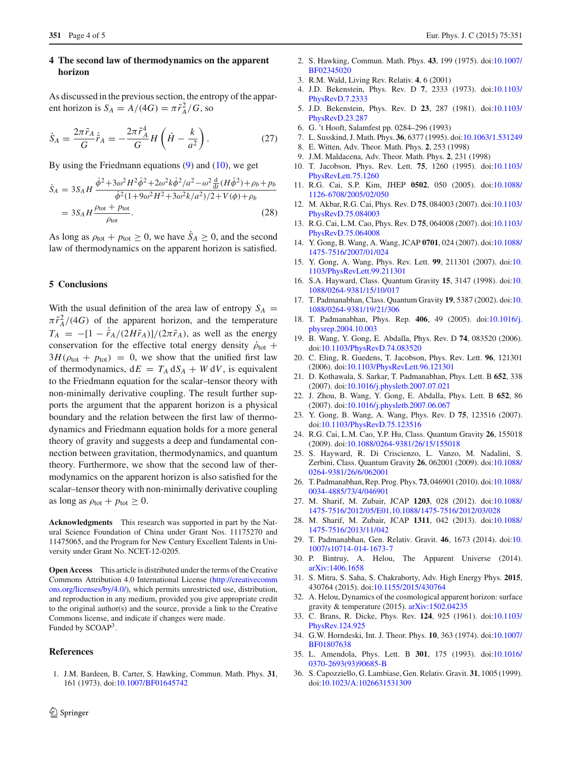## 4 The second law of thermodynamics on the apparent horizon

As discussed in the previous section, the entropy of the apparent horizon is $S_A = A/(4G) = \pi\tilde{r}_A^2/G$, so

$$\dot{S}_A = \frac{2\pi\tilde{r}_A}{G}\dot{\tilde{r}}_A = -\frac{2\pi\tilde{r}_A^4}{G}H\left(\dot{H} - \frac{k}{a^2}\right). \tag{27}$$

By using the Friedmann equations (9) and (10), we get

$$\begin{aligned}\dot{S}_A &= 3S_A H\frac{\dot{\phi}^2+3\omega^2H^2\dot{\phi}^2+2\omega^2k\dot{\phi}^2/a^2-\omega^2\frac{\mathrm{d}}{\mathrm{d}t}(H\dot{\phi}^2)+\rho_b+p_b}{\dot{\phi}^2(1+9\omega^2H^2+3\omega^2k/a^2)/2+V(\phi)+\rho_b}\\ &= 3S_A H\frac{\rho_{\mathrm{tot}}+p_{\mathrm{tot}}}{\rho_{\mathrm{tot}}}. \end{aligned}\tag{28}$$

As long as $\rho_{\mathrm{tot}} + p_{\mathrm{tot}} \geq 0$, we have $\dot{S}_A \geq 0$, and the second law of thermodynamics on the apparent horizon is satisfied.

## 5 Conclusions

With the usual definition of the area law of entropy $S_A = \pi\tilde{r}_A^2/(4G)$ of the apparent horizon, and the temperature $T_A = -[1 - \dot{\tilde{r}}_A/(2H\tilde{r}_A)]/(2\pi\tilde{r}_A)$, as well as the energy conservation for the effective total energy density $\dot{\rho}_{\mathrm{tot}} + 3H(\rho_{\mathrm{tot}} + p_{\mathrm{tot}}) = 0$, we show that the unified first law of thermodynamics, $\mathrm{d}E = T_A\,\mathrm{d}S_A + W\,\mathrm{d}V$, is equivalent to the Friedmann equation for the scalar–tensor theory with non-minimally derivative coupling. The result further supports the argument that the apparent horizon is a physical boundary and the relation between the first law of thermodynamics and Friedmann equation holds for a more general theory of gravity and suggests a deep and fundamental connection between gravitation, thermodynamics, and quantum theory. Furthermore, we show that the second law of thermodynamics on the apparent horizon is also satisfied for the scalar–tensor theory with non-minimally derivative coupling as long as $\rho_{\mathrm{tot}} + p_{\mathrm{tot}} \geq 0$.

**Acknowledgments** This research was supported in part by the Natural Science Foundation of China under Grant Nos. 11175270 and 11475065, and the Program for New Century Excellent Talents in University under Grant No. NCET-12-0205.

**Open Access** This article is distributed under the terms of the Creative Commons Attribution 4.0 International License (http://creativecommons.org/licenses/by/4.0/), which permits unrestricted use, distribution, and reproduction in any medium, provided you give appropriate credit to the original author(s) and the source, provide a link to the Creative Commons license, and indicate if changes were made.
Funded by SCOAP[3].

## References

1. J.M. Bardeen, B. Carter, S. Hawking, Commun. Math. Phys. **31**, 161 (1973). doi:10.1007/BF01645742
2. S. Hawking, Commun. Math. Phys. **43**, 199 (1975). doi:10.1007/BF02345020
3. R.M. Wald, Living Rev. Relativ. **4**, 6 (2001)
4. J.D. Bekenstein, Phys. Rev. D **7**, 2333 (1973). doi:10.1103/PhysRevD.7.2333
5. J.D. Bekenstein, Phys. Rev. D **23**, 287 (1981). doi:10.1103/PhysRevD.23.287
6. G. 't Hooft, Salamfest pp. 0284–296 (1993)
7. L. Susskind, J. Math. Phys. **36**, 6377 (1995). doi:10.1063/1.531249
8. E. Witten, Adv. Theor. Math. Phys. **2**, 253 (1998)
9. J.M. Maldacena, Adv. Theor. Math. Phys. **2**, 231 (1998)
10. T. Jacobson, Phys. Rev. Lett. **75**, 1260 (1995). doi:10.1103/PhysRevLett.75.1260
11. R.G. Cai, S.P. Kim, JHEP **0502**, 050 (2005). doi:10.1088/1126-6708/2005/02/050
12. M. Akbar, R.G. Cai, Phys. Rev. D **75**, 084003 (2007). doi:10.1103/PhysRevD.75.084003
13. R.G. Cai, L.M. Cao, Phys. Rev. D **75**, 064008 (2007). doi:10.1103/PhysRevD.75.064008
14. Y. Gong, B. Wang, A. Wang, JCAP **0701**, 024 (2007). doi:10.1088/1475-7516/2007/01/024
15. Y. Gong, A. Wang, Phys. Rev. Lett. **99**, 211301 (2007). doi:10.1103/PhysRevLett.99.211301
16. S.A. Hayward, Class. Quantum Gravity **15**, 3147 (1998). doi:10.1088/0264-9381/15/10/017
17. T. Padmanabhan, Class. Quantum Gravity **19**, 5387 (2002). doi:10.1088/0264-9381/19/21/306
18. T. Padmanabhan, Phys. Rep. **406**, 49 (2005). doi:10.1016/j.physrep.2004.10.003
19. B. Wang, Y. Gong, E. Abdalla, Phys. Rev. D **74**, 083520 (2006). doi:10.1103/PhysRevD.74.083520
20. C. Eling, R. Guedens, T. Jacobson, Phys. Rev. Lett. **96**, 121301 (2006). doi:10.1103/PhysRevLett.96.121301
21. D. Kothawala, S. Sarkar, T. Padmanabhan, Phys. Lett. B **652**, 338 (2007). doi:10.1016/j.physletb.2007.07.021
22. J. Zhou, B. Wang, Y. Gong, E. Abdalla, Phys. Lett. B **652**, 86 (2007). doi:10.1016/j.physletb.2007.06.067
23. Y. Gong, B. Wang, A. Wang, Phys. Rev. D **75**, 123516 (2007). doi:10.1103/PhysRevD.75.123516
24. R.G. Cai, L.M. Cao, Y.P. Hu, Class. Quantum Gravity **26**, 155018 (2009). doi:10.1088/0264-9381/26/15/155018
25. S. Hayward, R. Di Criscienzo, L. Vanzo, M. Nadalini, S. Zerbini, Class. Quantum Gravity **26**, 062001 (2009). doi:10.1088/0264-9381/26/6/062001
26. T. Padmanabhan, Rep. Prog. Phys. **73**, 046901 (2010). doi:10.1088/0034-4885/73/4/046901
27. M. Sharif, M. Zubair, JCAP **1203**, 028 (2012). doi:10.1088/1475-7516/2012/05/E01,10.1088/1475-7516/2012/03/028
28. M. Sharif, M. Zubair, JCAP **1311**, 042 (2013). doi:10.1088/1475-7516/2013/11/042
29. T. Padmanabhan, Gen. Relativ. Gravit. **46**, 1673 (2014). doi:10.1007/s10714-014-1673-7
30. P. Bintruy, A. Helou, The Apparent Universe (2014). arXiv:1406.1658
31. S. Mitra, S. Saha, S. Chakraborty, Adv. High Energy Phys. **2015**, 430764 (2015). doi:10.1155/2015/430764
32. A. Helou, Dynamics of the cosmological apparent horizon: surface gravity & temperature (2015). arXiv:1502.04235
33. C. Brans, R. Dicke, Phys. Rev. **124**, 925 (1961). doi:10.1103/PhysRev.124.925
34. G.W. Horndeski, Int. J. Theor. Phys. **10**, 363 (1974). doi:10.1007/BF01807638
35. L. Amendola, Phys. Lett. B **301**, 175 (1993). doi:10.1016/0370-2693(93)90685-B
36. S. Capozziello, G. Lambiase, Gen. Relativ. Gravit. **31**, 1005 (1999). doi:10.1023/A:1026631531309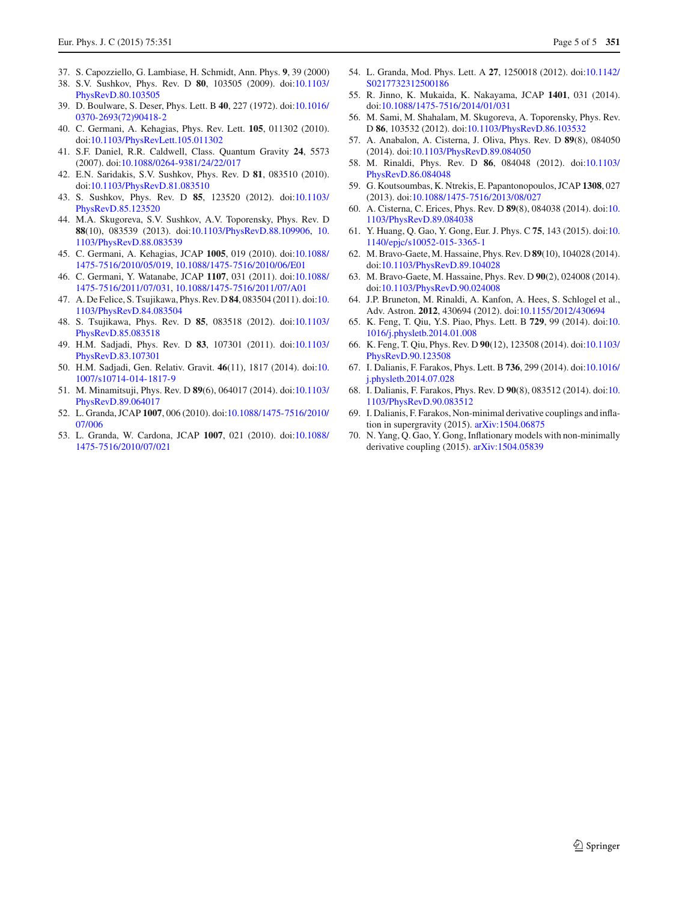37. S. Capozziello, G. Lambiase, H. Schmidt, Ann. Phys. **9**, 39 (2000)
38. S.V. Sushkov, Phys. Rev. D **80**, 103505 (2009). doi:10.1103/PhysRevD.80.103505
39. D. Boulware, S. Deser, Phys. Lett. B **40**, 227 (1972). doi:10.1016/0370-2693(72)90418-2
40. C. Germani, A. Kehagias, Phys. Rev. Lett. **105**, 011302 (2010). doi:10.1103/PhysRevLett.105.011302
41. S.F. Daniel, R.R. Caldwell, Class. Quantum Gravity **24**, 5573 (2007). doi:10.1088/0264-9381/24/22/017
42. E.N. Saridakis, S.V. Sushkov, Phys. Rev. D **81**, 083510 (2010). doi:10.1103/PhysRevD.81.083510
43. S. Sushkov, Phys. Rev. D **85**, 123520 (2012). doi:10.1103/PhysRevD.85.123520
44. M.A. Skugoreva, S.V. Sushkov, A.V. Toporensky, Phys. Rev. D **88**(10), 083539 (2013). doi:10.1103/PhysRevD.88.109906, 10.1103/PhysRevD.88.083539
45. C. Germani, A. Kehagias, JCAP **1005**, 019 (2010). doi:10.1088/1475-7516/2010/05/019, 10.1088/1475-7516/2010/06/E01
46. C. Germani, Y. Watanabe, JCAP **1107**, 031 (2011). doi:10.1088/1475-7516/2011/07/031, 10.1088/1475-7516/2011/07/A01
47. A. De Felice, S. Tsujikawa, Phys. Rev. D **84**, 083504 (2011). doi:10.1103/PhysRevD.84.083504
48. S. Tsujikawa, Phys. Rev. D **85**, 083518 (2012). doi:10.1103/PhysRevD.85.083518
49. H.M. Sadjadi, Phys. Rev. D **83**, 107301 (2011). doi:10.1103/PhysRevD.83.107301
50. H.M. Sadjadi, Gen. Relativ. Gravit. **46**(11), 1817 (2014). doi:10.1007/s10714-014-1817-9
51. M. Minamitsuji, Phys. Rev. D **89**(6), 064017 (2014). doi:10.1103/PhysRevD.89.064017
52. L. Granda, JCAP **1007**, 006 (2010). doi:10.1088/1475-7516/2010/07/006
53. L. Granda, W. Cardona, JCAP **1007**, 021 (2010). doi:10.1088/1475-7516/2010/07/021
54. L. Granda, Mod. Phys. Lett. A **27**, 1250018 (2012). doi:10.1142/S0217732312500186
55. R. Jinno, K. Mukaida, K. Nakayama, JCAP **1401**, 031 (2014). doi:10.1088/1475-7516/2014/01/031
56. M. Sami, M. Shahalam, M. Skugoreva, A. Toporensky, Phys. Rev. D **86**, 103532 (2012). doi:10.1103/PhysRevD.86.103532
57. A. Anabalon, A. Cisterna, J. Oliva, Phys. Rev. D **89**(8), 084050 (2014). doi:10.1103/PhysRevD.89.084050
58. M. Rinaldi, Phys. Rev. D **86**, 084048 (2012). doi:10.1103/PhysRevD.86.084048
59. G. Koutsoumbas, K. Ntrekis, E. Papantonopoulos, JCAP **1308**, 027 (2013). doi:10.1088/1475-7516/2013/08/027
60. A. Cisterna, C. Erices, Phys. Rev. D **89**(8), 084038 (2014). doi:10.1103/PhysRevD.89.084038
61. Y. Huang, Q. Gao, Y. Gong, Eur. J. Phys. C **75**, 143 (2015). doi:10.1140/epjc/s10052-015-3365-1
62. M. Bravo-Gaete, M. Hassaine, Phys. Rev. D **89**(10), 104028 (2014). doi:10.1103/PhysRevD.89.104028
63. M. Bravo-Gaete, M. Hassaine, Phys. Rev. D **90**(2), 024008 (2014). doi:10.1103/PhysRevD.90.024008
64. J.P. Bruneton, M. Rinaldi, A. Kanfon, A. Hees, S. Schlogel et al., Adv. Astron. **2012**, 430694 (2012). doi:10.1155/2012/430694
65. K. Feng, T. Qiu, Y.S. Piao, Phys. Lett. B **729**, 99 (2014). doi:10.1016/j.physletb.2014.01.008
66. K. Feng, T. Qiu, Phys. Rev. D **90**(12), 123508 (2014). doi:10.1103/PhysRevD.90.123508
67. I. Dalianis, F. Farakos, Phys. Lett. B **736**, 299 (2014). doi:10.1016/j.physletb.2014.07.028
68. I. Dalianis, F. Farakos, Phys. Rev. D **90**(8), 083512 (2014). doi:10.1103/PhysRevD.90.083512
69. I. Dalianis, F. Farakos, Non-minimal derivative couplings and inflation in supergravity (2015). arXiv:1504.06875
70. N. Yang, Q. Gao, Y. Gong, Inflationary models with non-minimally derivative coupling (2015). arXiv:1504.05839